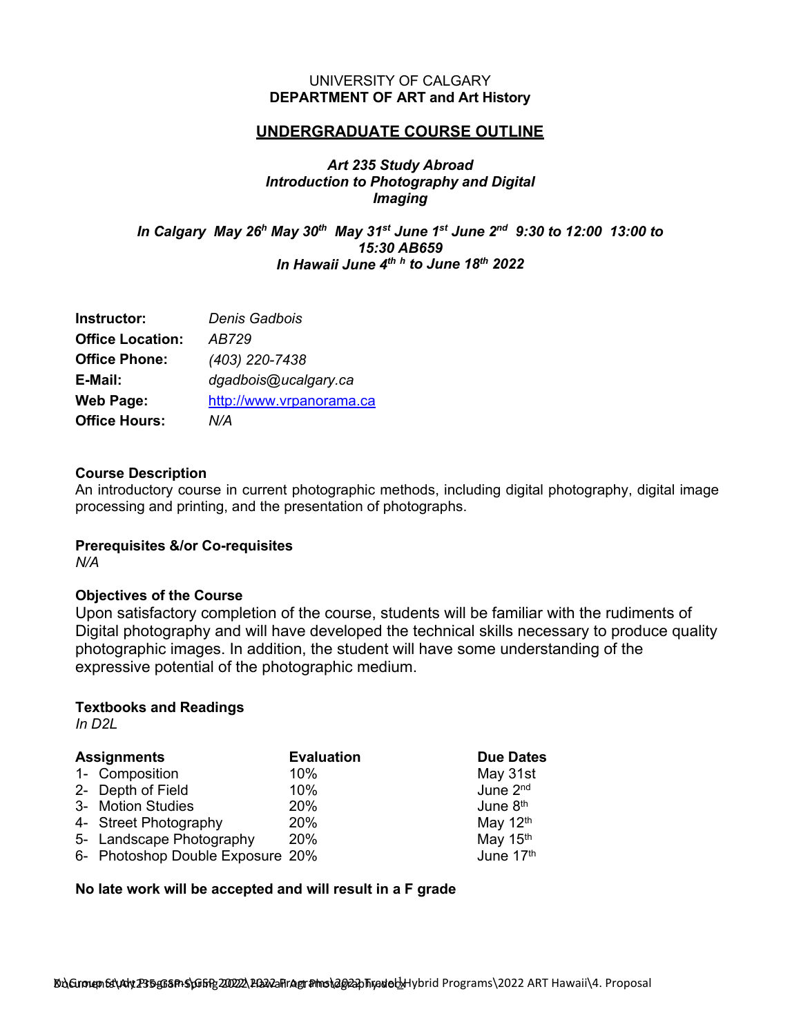UNIVERSITY OF CALGARY
**DEPARTMENT OF ART and Art History**

## UNDERGRADUATE COURSE OUTLINE

***Art 235 Study Abroad***
***Introduction to Photography and Digital Imaging***

***In Calgary May 26h May 30th May 31st June 1st June 2nd 9:30 to 12:00 13:00 to 15:30 AB659***
***In Hawaii June 4th h to June 18th 2022***

| | |
|---|---|
| **Instructor:** | *Denis Gadbois* |
| **Office Location:** | *AB729* |
| **Office Phone:** | *(403) 220-7438* |
| **E-Mail:** | *dgadbois@ucalgary.ca* |
| **Web Page:** | http://www.vrpanorama.ca |
| **Office Hours:** | *N/A* |

**Course Description**
An introductory course in current photographic methods, including digital photography, digital image processing and printing, and the presentation of photographs.

**Prerequisites &/or Co-requisites**
*N/A*

**Objectives of the Course**
Upon satisfactory completion of the course, students will be familiar with the rudiments of Digital photography and will have developed the technical skills necessary to produce quality photographic images. In addition, the student will have some understanding of the expressive potential of the photographic medium.

**Textbooks and Readings**
*In D2L*

| **Assignments** | **Evaluation** | **Due Dates** |
|---|---|---|
| 1- Composition | 10% | May 31st |
| 2- Depth of Field | 10% | June 2nd |
| 3- Motion Studies | 20% | June 8th |
| 4- Street Photography | 20% | May 12th |
| 5- Landscape Photography | 20% | May 15th |
| 6- Photoshop Double Exposure | 20% | June 17th |

**No late work will be accepted and will result in a F grade**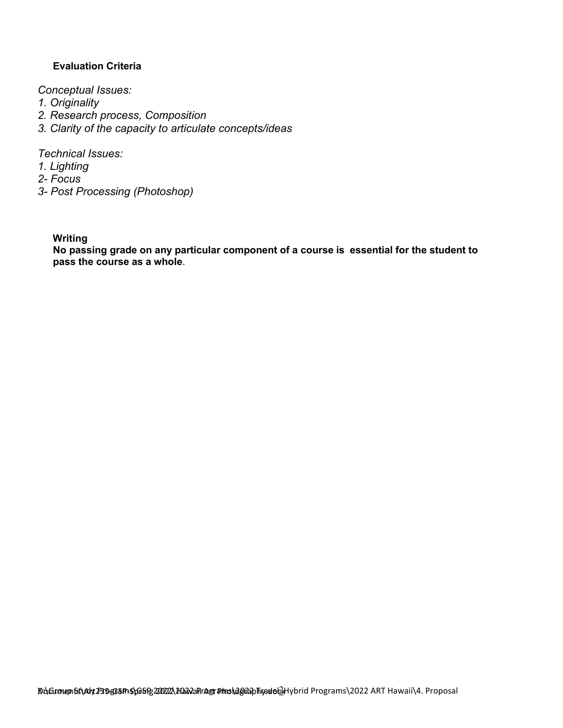**Evaluation Criteria**

*Conceptual Issues:*
*1. Originality*
*2. Research process, Composition*
*3. Clarity of the capacity to articulate concepts/ideas*

*Technical Issues:*
*1. Lighting*
*2- Focus*
*3- Post Processing (Photoshop)*

**Writing**
**No passing grade on any particular component of a course is essential for the student to pass the course as a whole**.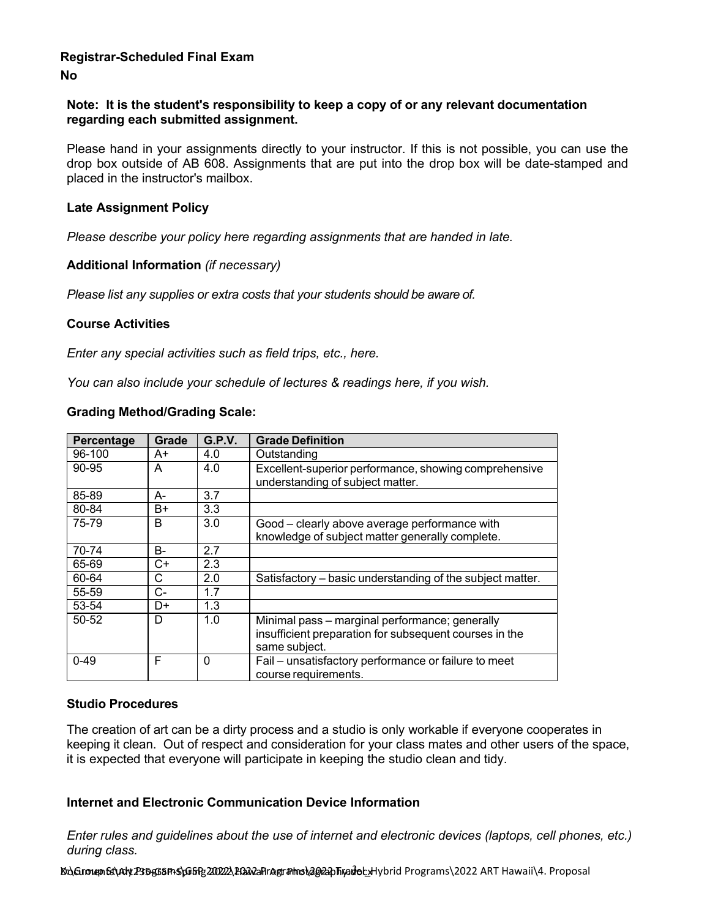**Registrar-Scheduled Final Exam**

**No**

**Note: It is the student's responsibility to keep a copy of or any relevant documentation regarding each submitted assignment.**

Please hand in your assignments directly to your instructor. If this is not possible, you can use the drop box outside of AB 608. Assignments that are put into the drop box will be date-stamped and placed in the instructor's mailbox.

**Late Assignment Policy**

*Please describe your policy here regarding assignments that are handed in late.*

**Additional Information** *(if necessary)*

*Please list any supplies or extra costs that your students should be aware of.*

**Course Activities**

*Enter any special activities such as field trips, etc., here.*

*You can also include your schedule of lectures & readings here, if you wish.*

**Grading Method/Grading Scale:**

| Percentage | Grade | G.P.V. | Grade Definition |
|---|---|---|---|
| 96-100 | A+ | 4.0 | Outstanding |
| 90-95 | A | 4.0 | Excellent-superior performance, showing comprehensive understanding of subject matter. |
| 85-89 | A- | 3.7 | |
| 80-84 | B+ | 3.3 | |
| 75-79 | B | 3.0 | Good – clearly above average performance with knowledge of subject matter generally complete. |
| 70-74 | B- | 2.7 | |
| 65-69 | C+ | 2.3 | |
| 60-64 | C | 2.0 | Satisfactory – basic understanding of the subject matter. |
| 55-59 | C- | 1.7 | |
| 53-54 | D+ | 1.3 | |
| 50-52 | D | 1.0 | Minimal pass – marginal performance; generally insufficient preparation for subsequent courses in the same subject. |
| 0-49 | F | 0 | Fail – unsatisfactory performance or failure to meet course requirements. |

**Studio Procedures**

The creation of art can be a dirty process and a studio is only workable if everyone cooperates in keeping it clean. Out of respect and consideration for your class mates and other users of the space, it is expected that everyone will participate in keeping the studio clean and tidy.

**Internet and Electronic Communication Device Information**

*Enter rules and guidelines about the use of internet and electronic devices (laptops, cell phones, etc.) during class.*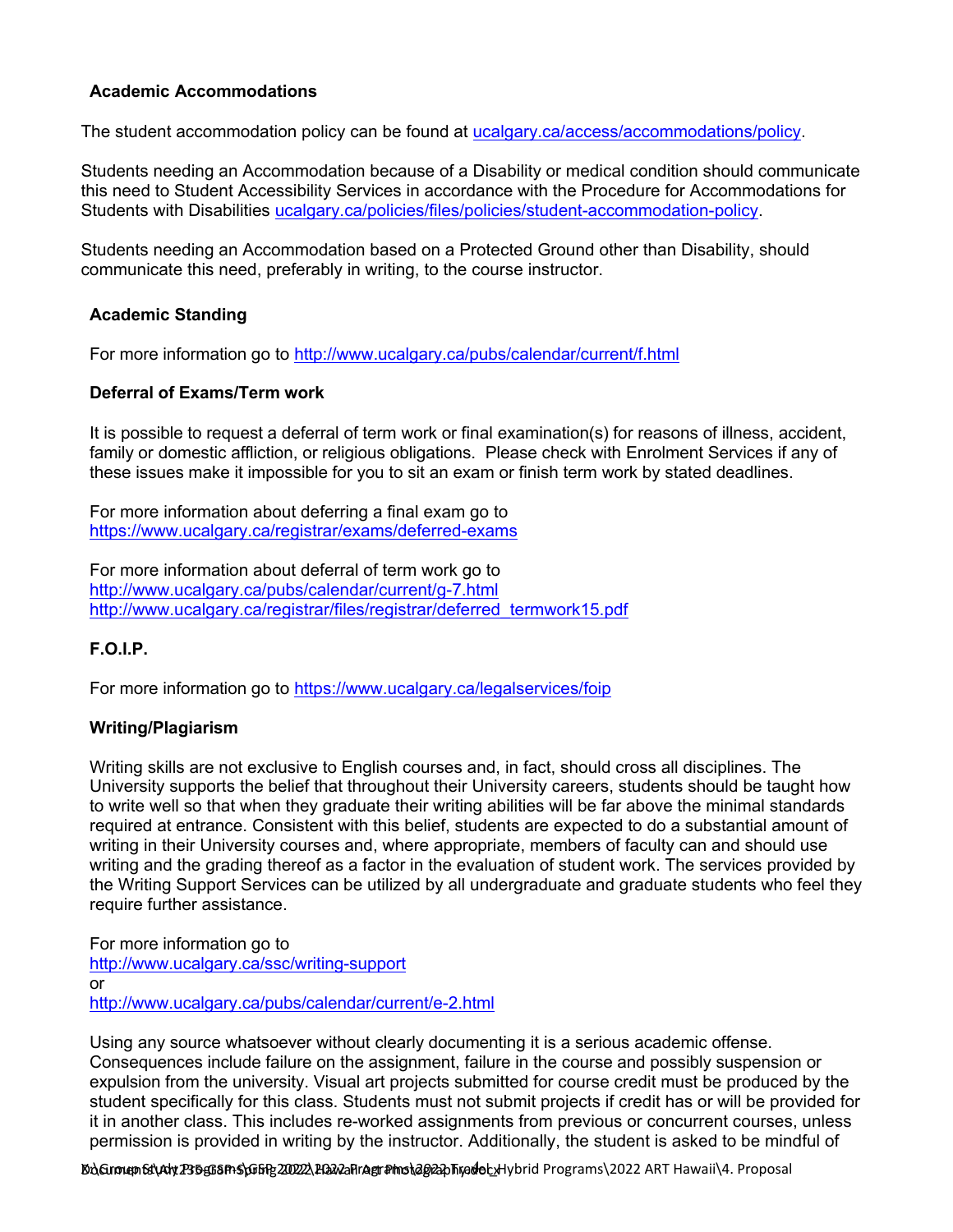## Academic Accommodations

The student accommodation policy can be found at [ucalgary.ca/access/accommodations/policy](ucalgary.ca/access/accommodations/policy).

Students needing an Accommodation because of a Disability or medical condition should communicate this need to Student Accessibility Services in accordance with the Procedure for Accommodations for Students with Disabilities [ucalgary.ca/policies/files/policies/student-accommodation-policy](ucalgary.ca/policies/files/policies/student-accommodation-policy).

Students needing an Accommodation based on a Protected Ground other than Disability, should communicate this need, preferably in writing, to the course instructor.

## Academic Standing

For more information go to http://www.ucalgary.ca/pubs/calendar/current/f.html

## Deferral of Exams/Term work

It is possible to request a deferral of term work or final examination(s) for reasons of illness, accident, family or domestic affliction, or religious obligations. Please check with Enrolment Services if any of these issues make it impossible for you to sit an exam or finish term work by stated deadlines.

For more information about deferring a final exam go to
https://www.ucalgary.ca/registrar/exams/deferred-exams

For more information about deferral of term work go to
http://www.ucalgary.ca/pubs/calendar/current/g-7.html
http://www.ucalgary.ca/registrar/files/registrar/deferred_termwork15.pdf

## F.O.I.P.

For more information go to https://www.ucalgary.ca/legalservices/foip

## Writing/Plagiarism

Writing skills are not exclusive to English courses and, in fact, should cross all disciplines. The University supports the belief that throughout their University careers, students should be taught how to write well so that when they graduate their writing abilities will be far above the minimal standards required at entrance. Consistent with this belief, students are expected to do a substantial amount of writing in their University courses and, where appropriate, members of faculty can and should use writing and the grading thereof as a factor in the evaluation of student work. The services provided by the Writing Support Services can be utilized by all undergraduate and graduate students who feel they require further assistance.

For more information go to
http://www.ucalgary.ca/ssc/writing-support
or
http://www.ucalgary.ca/pubs/calendar/current/e-2.html

Using any source whatsoever without clearly documenting it is a serious academic offense. Consequences include failure on the assignment, failure in the course and possibly suspension or expulsion from the university. Visual art projects submitted for course credit must be produced by the student specifically for this class. Students must not submit projects if credit has or will be provided for it in another class. This includes re-worked assignments from previous or concurrent courses, unless permission is provided in writing by the instructor. Additionally, the student is asked to be mindful of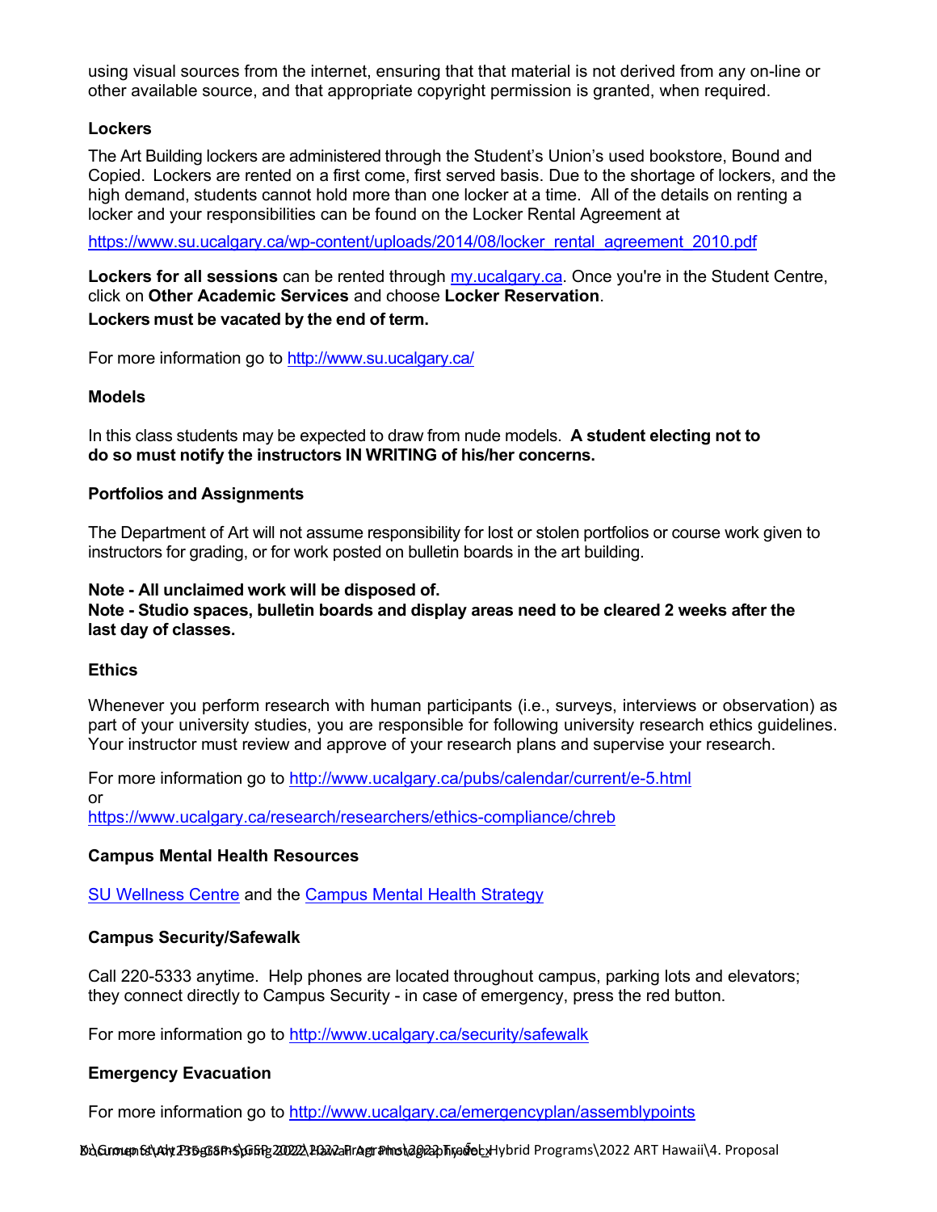using visual sources from the internet, ensuring that that material is not derived from any on-line or other available source, and that appropriate copyright permission is granted, when required.

**Lockers**

The Art Building lockers are administered through the Student's Union's used bookstore, Bound and Copied. Lockers are rented on a first come, first served basis. Due to the shortage of lockers, and the high demand, students cannot hold more than one locker at a time. All of the details on renting a locker and your responsibilities can be found on the Locker Rental Agreement at

https://www.su.ucalgary.ca/wp-content/uploads/2014/08/locker_rental_agreement_2010.pdf

**Lockers for all sessions** can be rented through my.ucalgary.ca. Once you're in the Student Centre, click on **Other Academic Services** and choose **Locker Reservation**.

**Lockers must be vacated by the end of term.**

For more information go to http://www.su.ucalgary.ca/

**Models**

In this class students may be expected to draw from nude models. **A student electing not to do so must notify the instructors IN WRITING of his/her concerns.**

**Portfolios and Assignments**

The Department of Art will not assume responsibility for lost or stolen portfolios or course work given to instructors for grading, or for work posted on bulletin boards in the art building.

**Note - All unclaimed work will be disposed of.**
**Note - Studio spaces, bulletin boards and display areas need to be cleared 2 weeks after the last day of classes.**

**Ethics**

Whenever you perform research with human participants (i.e., surveys, interviews or observation) as part of your university studies, you are responsible for following university research ethics guidelines. Your instructor must review and approve of your research plans and supervise your research.

For more information go to http://www.ucalgary.ca/pubs/calendar/current/e-5.html
or
https://www.ucalgary.ca/research/researchers/ethics-compliance/chreb

**Campus Mental Health Resources**

SU Wellness Centre and the Campus Mental Health Strategy

**Campus Security/Safewalk**

Call 220-5333 anytime. Help phones are located throughout campus, parking lots and elevators; they connect directly to Campus Security - in case of emergency, press the red button.

For more information go to http://www.ucalgary.ca/security/safewalk

**Emergency Evacuation**

For more information go to http://www.ucalgary.ca/emergencyplan/assemblypoints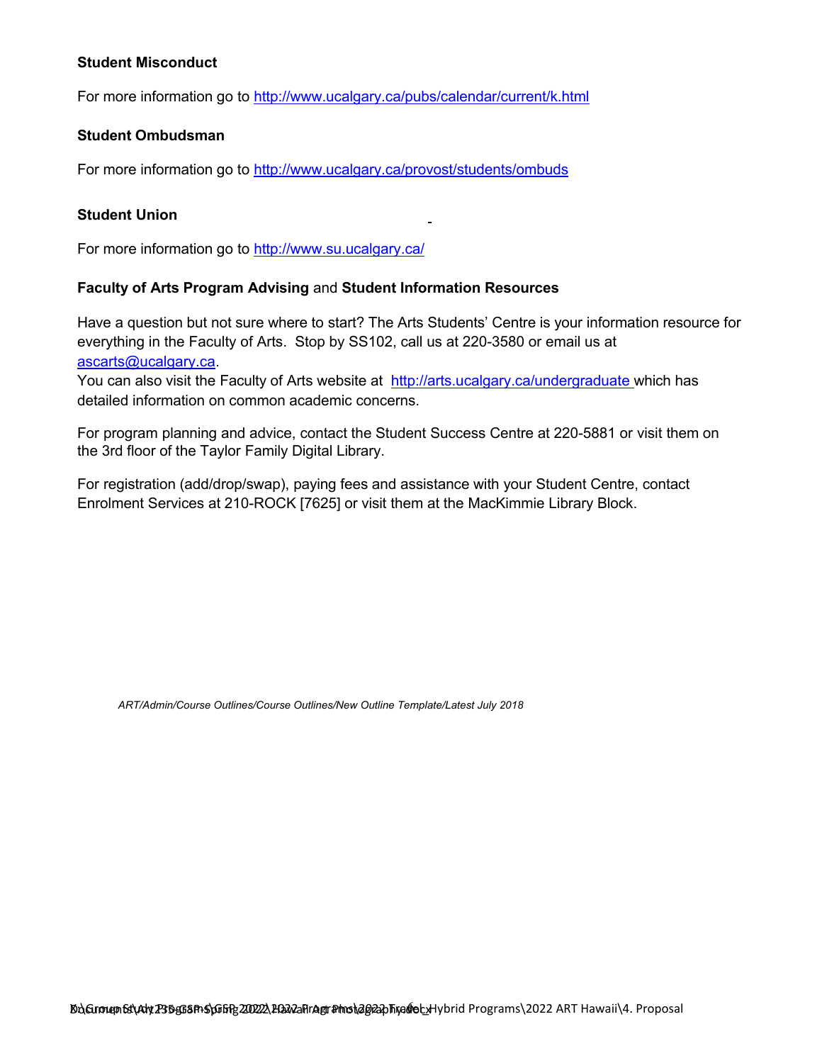### Student Misconduct

For more information go to http://www.ucalgary.ca/pubs/calendar/current/k.html

### Student Ombudsman

For more information go to http://www.ucalgary.ca/provost/students/ombuds

### Student Union

For more information go to http://www.su.ucalgary.ca/

### Faculty of Arts Program Advising and Student Information Resources

Have a question but not sure where to start? The Arts Students' Centre is your information resource for everything in the Faculty of Arts. Stop by SS102, call us at 220-3580 or email us at ascarts@ucalgary.ca.
You can also visit the Faculty of Arts website at http://arts.ucalgary.ca/undergraduate which has detailed information on common academic concerns.

For program planning and advice, contact the Student Success Centre at 220-5881 or visit them on the 3rd floor of the Taylor Family Digital Library.

For registration (add/drop/swap), paying fees and assistance with your Student Centre, contact Enrolment Services at 210-ROCK [7625] or visit them at the MacKimmie Library Block.

*ART/Admin/Course Outlines/Course Outlines/New Outline Template/Latest July 2018*